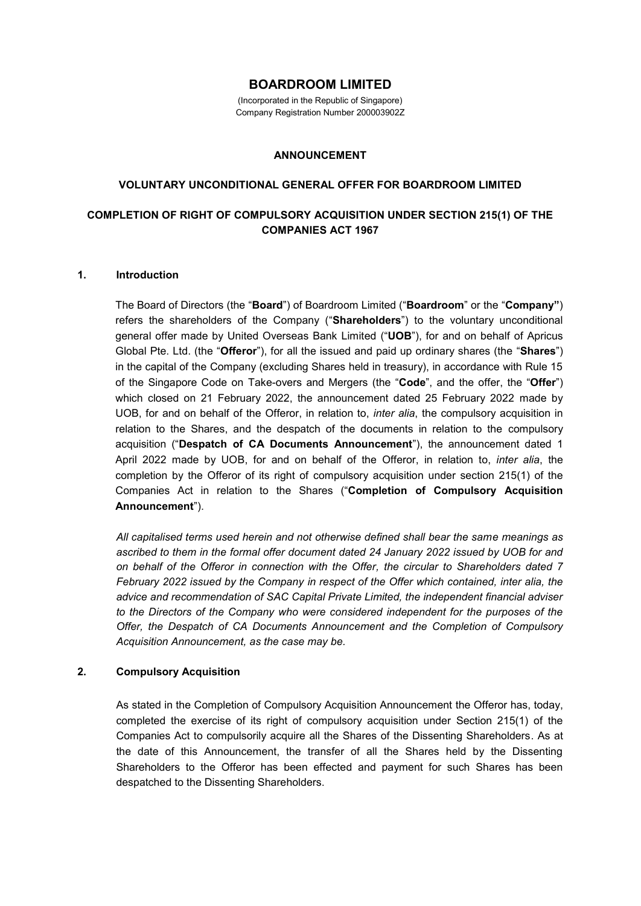# BOARDROOM LIMITED

(Incorporated in the Republic of Singapore)
Company Registration Number 200003902Z

## ANNOUNCEMENT

## VOLUNTARY UNCONDITIONAL GENERAL OFFER FOR BOARDROOM LIMITED

## COMPLETION OF RIGHT OF COMPULSORY ACQUISITION UNDER SECTION 215(1) OF THE COMPANIES ACT 1967

### 1. Introduction

The Board of Directors (the "**Board**") of Boardroom Limited ("**Boardroom**" or the "**Company"**) refers the shareholders of the Company ("**Shareholders**") to the voluntary unconditional general offer made by United Overseas Bank Limited ("**UOB**"), for and on behalf of Apricus Global Pte. Ltd. (the "**Offeror**"), for all the issued and paid up ordinary shares (the "**Shares**") in the capital of the Company (excluding Shares held in treasury), in accordance with Rule 15 of the Singapore Code on Take-overs and Mergers (the "**Code**", and the offer, the "**Offer**") which closed on 21 February 2022, the announcement dated 25 February 2022 made by UOB, for and on behalf of the Offeror, in relation to, *inter alia*, the compulsory acquisition in relation to the Shares, and the despatch of the documents in relation to the compulsory acquisition ("**Despatch of CA Documents Announcement**"), the announcement dated 1 April 2022 made by UOB, for and on behalf of the Offeror, in relation to, *inter alia*, the completion by the Offeror of its right of compulsory acquisition under section 215(1) of the Companies Act in relation to the Shares ("**Completion of Compulsory Acquisition Announcement**").

*All capitalised terms used herein and not otherwise defined shall bear the same meanings as ascribed to them in the formal offer document dated 24 January 2022 issued by UOB for and on behalf of the Offeror in connection with the Offer, the circular to Shareholders dated 7 February 2022 issued by the Company in respect of the Offer which contained, inter alia, the advice and recommendation of SAC Capital Private Limited, the independent financial adviser to the Directors of the Company who were considered independent for the purposes of the Offer, the Despatch of CA Documents Announcement and the Completion of Compulsory Acquisition Announcement, as the case may be.*

### 2. Compulsory Acquisition

As stated in the Completion of Compulsory Acquisition Announcement the Offeror has, today, completed the exercise of its right of compulsory acquisition under Section 215(1) of the Companies Act to compulsorily acquire all the Shares of the Dissenting Shareholders. As at the date of this Announcement, the transfer of all the Shares held by the Dissenting Shareholders to the Offeror has been effected and payment for such Shares has been despatched to the Dissenting Shareholders.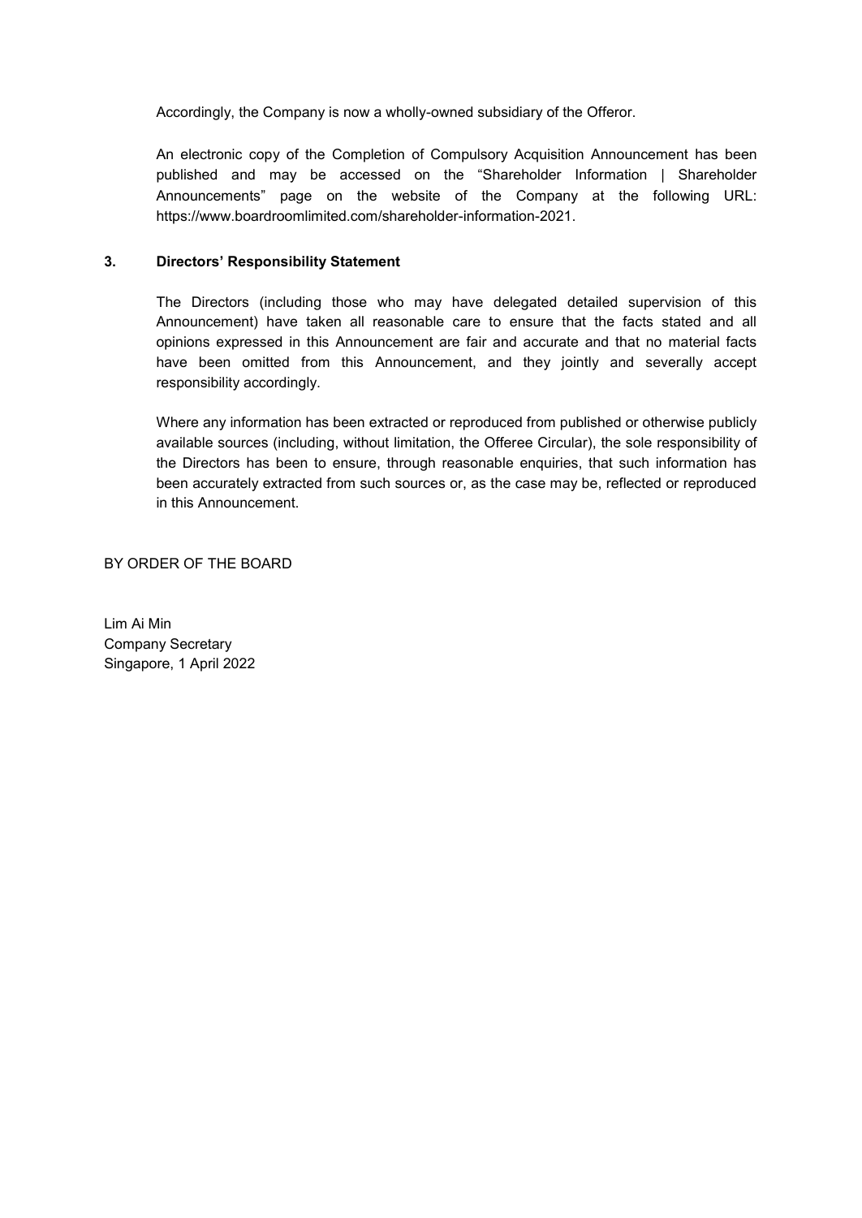Accordingly, the Company is now a wholly-owned subsidiary of the Offeror.

An electronic copy of the Completion of Compulsory Acquisition Announcement has been published and may be accessed on the "Shareholder Information | Shareholder Announcements" page on the website of the Company at the following URL: https://www.boardroomlimited.com/shareholder-information-2021.

## 3. Directors' Responsibility Statement

The Directors (including those who may have delegated detailed supervision of this Announcement) have taken all reasonable care to ensure that the facts stated and all opinions expressed in this Announcement are fair and accurate and that no material facts have been omitted from this Announcement, and they jointly and severally accept responsibility accordingly.

Where any information has been extracted or reproduced from published or otherwise publicly available sources (including, without limitation, the Offeree Circular), the sole responsibility of the Directors has been to ensure, through reasonable enquiries, that such information has been accurately extracted from such sources or, as the case may be, reflected or reproduced in this Announcement.

BY ORDER OF THE BOARD

Lim Ai Min
Company Secretary
Singapore, 1 April 2022